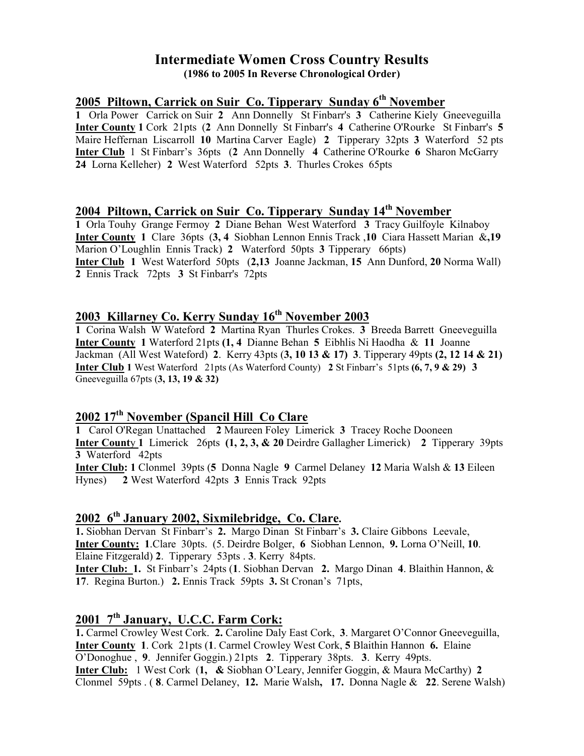# Intermediate Women Cross Country Results

**(1986 to 2005 In Reverse Chronological Order)**

## 2005 Piltown, Carrick on Suir Co. Tipperary Sunday 6th November

**1** Orla Power Carrick on Suir **2** Ann Donnelly St Finbarr's **3** Catherine Kiely Gneeveguilla
**Inter County 1** Cork 21pts (**2** Ann Donnelly St Finbarr's **4** Catherine O'Rourke St Finbarr's **5** Maire Heffernan Liscarroll **10** Martina Carver Eagle) **2** Tipperary 32pts **3** Waterford 52 pts
**Inter Club** 1 St Finbarr's 36pts (**2** Ann Donnelly **4** Catherine O'Rourke **6** Sharon McGarry **24** Lorna Kelleher) **2** West Waterford 52pts **3**. Thurles Crokes 65pts

## 2004 Piltown, Carrick on Suir Co. Tipperary Sunday 14th November

**1** Orla Touhy Grange Fermoy **2** Diane Behan West Waterford **3** Tracy Guilfoyle Kilnaboy
**Inter County 1** Clare 36pts (**3, 4** Siobhan Lennon Ennis Track ,**10** Ciara Hassett Marian &,**19** Marion O'Loughlin Ennis Track) **2** Waterford 50pts **3** Tipperary 66pts)
**Inter Club 1** West Waterford 50pts (**2,13** Joanne Jackman, **15** Ann Dunford, **20** Norma Wall) **2** Ennis Track 72pts **3** St Finbarr's 72pts

## 2003 Killarney Co. Kerry Sunday 16th November 2003

**1** Corina Walsh W Wateford **2** Martina Ryan Thurles Crokes. **3** Breeda Barrett Gneeveguilla
**Inter County 1** Waterford 21pts **(1, 4** Dianne Behan **5** Eibhlis Ni Haodha & **11** Joanne Jackman (All West Wateford) **2**. Kerry 43pts **(3, 10 13 & 17) 3**. Tipperary 49pts **(2, 12 14 & 21)**
**Inter Club 1** West Waterford 21pts (As Waterford County) **2** St Finbarr's 51pts **(6, 7, 9 & 29) 3** Gneeveguilla 67pts (**3, 13, 19 & 32)**

## 2002 17th November (Spancil Hill Co Clare

**1** Carol O'Regan Unattached **2** Maureen Foley Limerick **3** Tracey Roche Dooneen
**Inter County 1** Limerick 26pts **(1, 2, 3, & 20** Deirdre Gallagher Limerick) **2** Tipperary 39pts **3** Waterford 42pts
**Inter Club: 1** Clonmel 39pts (**5** Donna Nagle **9** Carmel Delaney **12** Maria Walsh & **13** Eileen Hynes) **2** West Waterford 42pts **3** Ennis Track 92pts

## 2002 6th January 2002, Sixmilebridge, Co. Clare.

**1.** Siobhan Dervan St Finbarr's **2.** Margo Dinan St Finbarr's **3.** Claire Gibbons Leevale,
**Inter County: 1**.Clare 30pts. (5. Deirdre Bolger, **6** Siobhan Lennon, **9.** Lorna O'Neill, **10**. Elaine Fitzgerald) **2**. Tipperary 53pts . **3**. Kerry 84pts.
**Inter Club: 1.** St Finbarr's 24pts (**1**. Siobhan Dervan **2.** Margo Dinan **4**. Blaithin Hannon, & **17**. Regina Burton.) **2.** Ennis Track 59pts **3.** St Cronan's 71pts,

## 2001 7th January, U.C.C. Farm Cork:

**1.** Carmel Crowley West Cork. **2.** Caroline Daly East Cork, **3**. Margaret O'Connor Gneeveguilla,
**Inter County 1**. Cork 21pts (**1**. Carmel Crowley West Cork, **5** Blaithin Hannon **6.** Elaine O'Donoghue , **9**. Jennifer Goggin.) 21pts **2**. Tipperary 38pts. **3**. Kerry 49pts.
**Inter Club:** 1 West Cork (**1, &** Siobhan O'Leary, Jennifer Goggin, & Maura McCarthy) **2** Clonmel 59pts . ( **8**. Carmel Delaney, **12.** Marie Walsh**, 17.** Donna Nagle & **22**. Serene Walsh)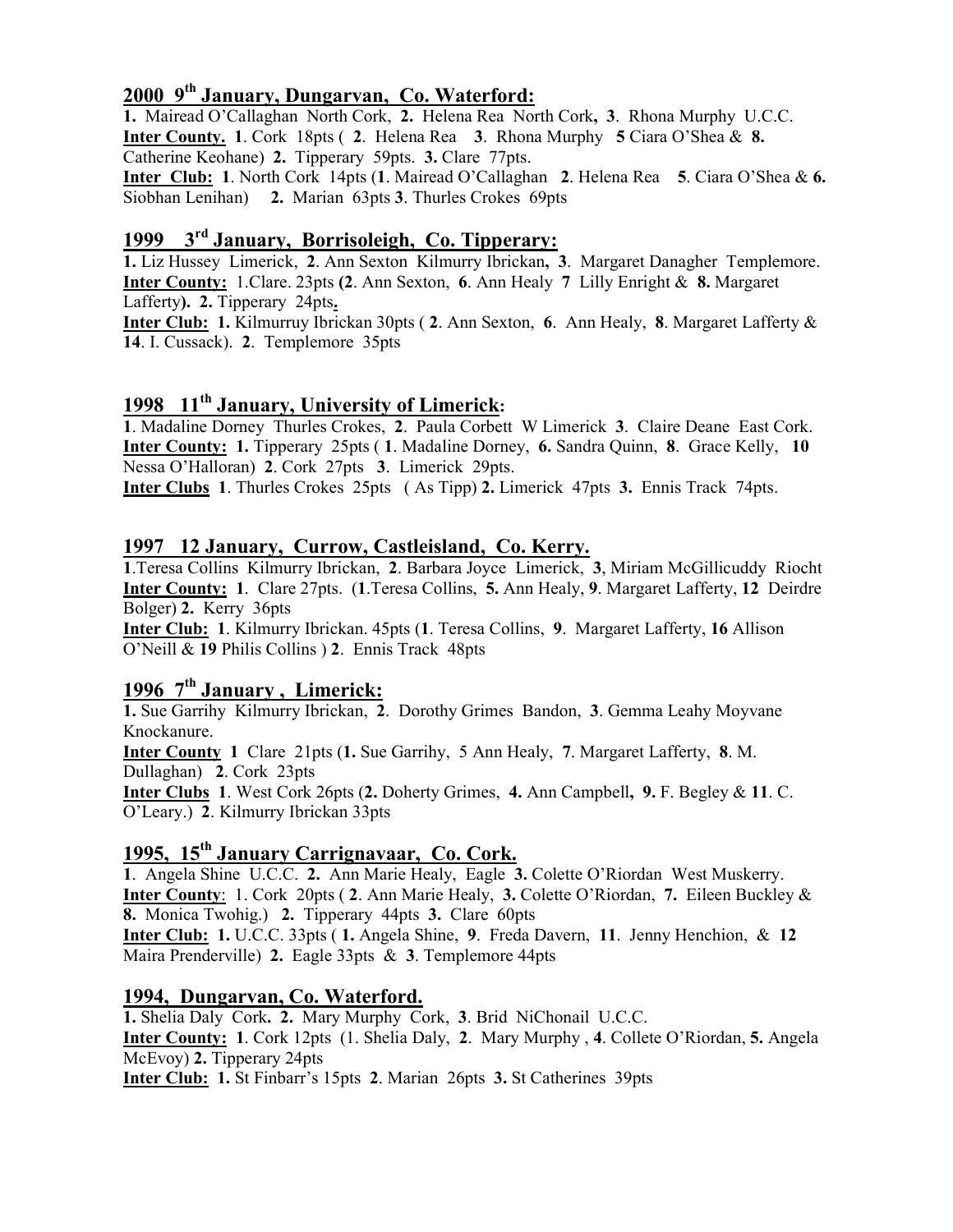## 2000 9th January, Dungarvan, Co. Waterford:

**1.** Mairead O'Callaghan North Cork, **2.** Helena Rea North Cork**, 3**. Rhona Murphy U.C.C.
**Inter County. 1**. Cork 18pts ( **2**. Helena Rea **3**. Rhona Murphy **5** Ciara O'Shea & **8.** Catherine Keohane) **2.** Tipperary 59pts. **3.** Clare 77pts.
**Inter Club: 1**. North Cork 14pts (**1**. Mairead O'Callaghan **2**. Helena Rea **5**. Ciara O'Shea & **6.** Siobhan Lenihan) **2.** Marian 63pts **3**. Thurles Crokes 69pts

## 1999 3rd January, Borrisoleigh, Co. Tipperary:

**1.** Liz Hussey Limerick, **2**. Ann Sexton Kilmurry Ibrickan**, 3**. Margaret Danagher Templemore.
**Inter County:** 1.Clare. 23pts **(2**. Ann Sexton, **6**. Ann Healy **7** Lilly Enright & **8.** Margaret Lafferty**). 2.** Tipperary 24pts**.**
**Inter Club: 1.** Kilmurruy Ibrickan 30pts ( **2**. Ann Sexton, **6**. Ann Healy, **8**. Margaret Lafferty & **14**. I. Cussack). **2**. Templemore 35pts

## 1998 11th January, University of Limerick:

**1**. Madaline Dorney Thurles Crokes, **2**. Paula Corbett W Limerick **3**. Claire Deane East Cork.
**Inter County: 1.** Tipperary 25pts ( **1**. Madaline Dorney, **6.** Sandra Quinn, **8**. Grace Kelly, **10** Nessa O'Halloran) **2**. Cork 27pts **3**. Limerick 29pts.
**Inter Clubs 1**. Thurles Crokes 25pts ( As Tipp) **2.** Limerick 47pts **3.** Ennis Track 74pts.

## 1997 12 January, Currow, Castleisland, Co. Kerry.

**1**.Teresa Collins Kilmurry Ibrickan, **2**. Barbara Joyce Limerick, **3**, Miriam McGillicuddy Riocht
**Inter County: 1**. Clare 27pts. (**1**.Teresa Collins, **5.** Ann Healy, **9**. Margaret Lafferty, **12** Deirdre Bolger) **2.** Kerry 36pts
**Inter Club: 1**. Kilmurry Ibrickan. 45pts (**1**. Teresa Collins, **9**. Margaret Lafferty, **16** Allison O'Neill & **19** Philis Collins ) **2**. Ennis Track 48pts

## 1996 7th January , Limerick:

**1.** Sue Garrihy Kilmurry Ibrickan, **2**. Dorothy Grimes Bandon, **3**. Gemma Leahy Moyvane Knockanure.
**Inter County 1** Clare 21pts (**1.** Sue Garrihy, 5 Ann Healy, **7**. Margaret Lafferty, **8**. M. Dullaghan) **2**. Cork 23pts
**Inter Clubs 1**. West Cork 26pts (**2.** Doherty Grimes, **4.** Ann Campbell**, 9.** F. Begley & **11**. C. O'Leary.) **2**. Kilmurry Ibrickan 33pts

## 1995, 15th January Carrignavaar, Co. Cork.

**1**. Angela Shine U.C.C. **2.** Ann Marie Healy, Eagle **3.** Colette O'Riordan West Muskerry.
**Inter County**: 1. Cork 20pts ( **2**. Ann Marie Healy, **3.** Colette O'Riordan, **7.** Eileen Buckley & **8.** Monica Twohig.) **2.** Tipperary 44pts **3.** Clare 60pts
**Inter Club: 1.** U.C.C. 33pts ( **1.** Angela Shine, **9**. Freda Davern, **11**. Jenny Henchion, & **12** Maira Prenderville) **2.** Eagle 33pts & **3**. Templemore 44pts

## 1994, Dungarvan, Co. Waterford.

**1.** Shelia Daly Cork**. 2.** Mary Murphy Cork, **3**. Brid NiChonail U.C.C.
**Inter County: 1**. Cork 12pts (1. Shelia Daly, **2**. Mary Murphy , **4**. Collete O'Riordan, **5.** Angela McEvoy) **2.** Tipperary 24pts
**Inter Club: 1.** St Finbarr's 15pts **2**. Marian 26pts **3.** St Catherines 39pts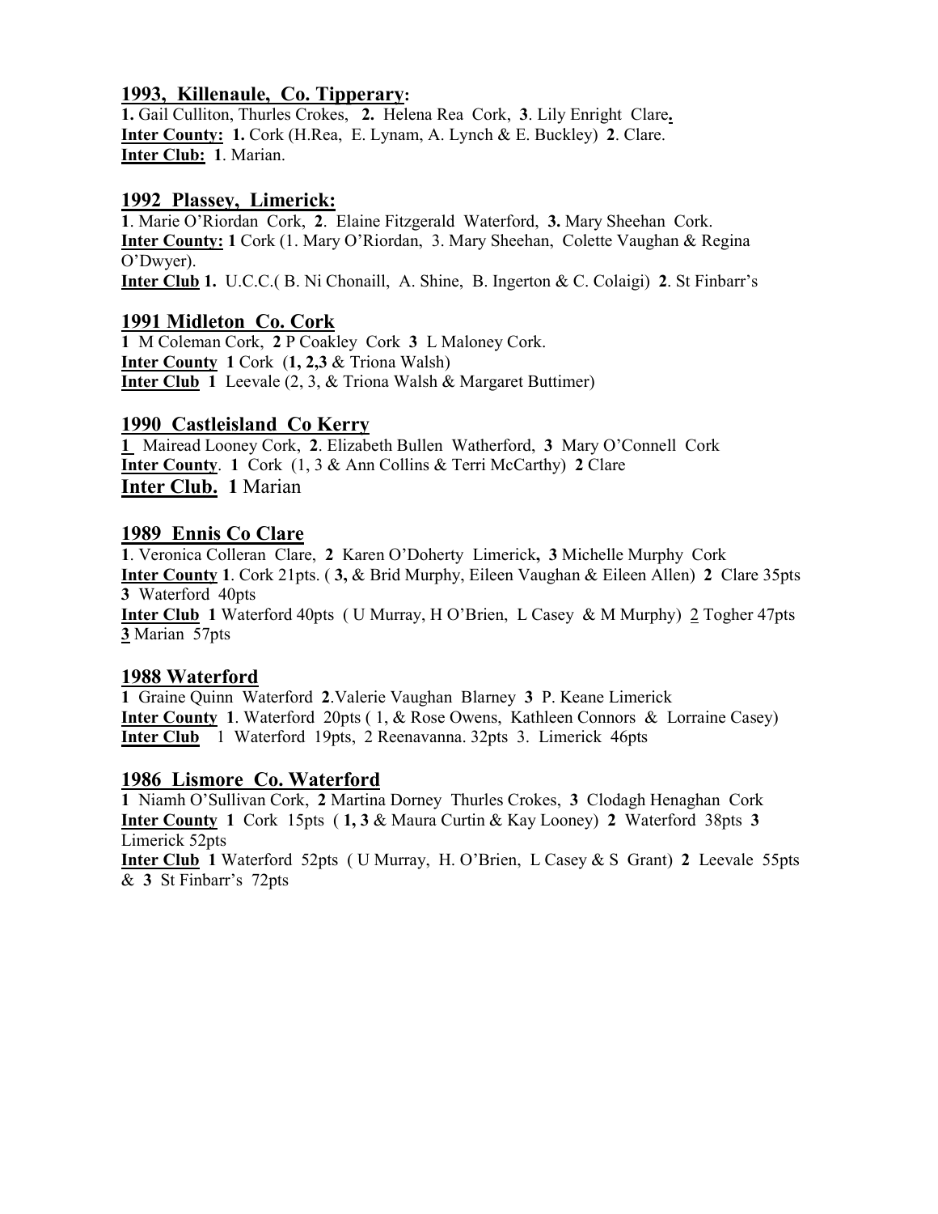## 1993, Killenaule, Co. Tipperary:

**1.** Gail Culliton, Thurles Crokes, **2.** Helena Rea Cork, **3**. Lily Enright Clare.
**Inter County: 1.** Cork (H.Rea, E. Lynam, A. Lynch & E. Buckley) **2**. Clare.
**Inter Club: 1**. Marian.

## 1992 Plassey, Limerick:

**1**. Marie O'Riordan Cork, **2**. Elaine Fitzgerald Waterford, **3.** Mary Sheehan Cork.
**Inter County: 1** Cork (1. Mary O'Riordan, 3. Mary Sheehan, Colette Vaughan & Regina O'Dwyer).
**Inter Club 1.** U.C.C.( B. Ni Chonaill, A. Shine, B. Ingerton & C. Colaigi) **2**. St Finbarr's

## 1991 Midleton Co. Cork

**1** M Coleman Cork, **2** P Coakley Cork **3** L Maloney Cork.
**Inter County 1** Cork (**1, 2,3** & Triona Walsh)
**Inter Club 1** Leevale (2, 3, & Triona Walsh & Margaret Buttimer)

## 1990 Castleisland Co Kerry

**1** Mairead Looney Cork, **2**. Elizabeth Bullen Watherford, **3** Mary O'Connell Cork
**Inter County**. **1** Cork (1, 3 & Ann Collins & Terri McCarthy) **2** Clare
**Inter Club. 1** Marian

## 1989 Ennis Co Clare

**1**. Veronica Colleran Clare, **2** Karen O'Doherty Limerick**, 3** Michelle Murphy Cork
**Inter County 1**. Cork 21pts. ( **3,** & Brid Murphy, Eileen Vaughan & Eileen Allen) **2** Clare 35pts **3** Waterford 40pts
**Inter Club 1** Waterford 40pts ( U Murray, H O'Brien, L Casey & M Murphy) 2 Togher 47pts **3** Marian 57pts

## 1988 Waterford

**1** Graine Quinn Waterford **2**.Valerie Vaughan Blarney **3** P. Keane Limerick
**Inter County 1**. Waterford 20pts ( 1, & Rose Owens, Kathleen Connors & Lorraine Casey)
**Inter Club** 1 Waterford 19pts, 2 Reenavanna. 32pts 3. Limerick 46pts

## 1986 Lismore Co. Waterford

**1** Niamh O'Sullivan Cork, **2** Martina Dorney Thurles Crokes, **3** Clodagh Henaghan Cork
**Inter County 1** Cork 15pts ( **1, 3** & Maura Curtin & Kay Looney) **2** Waterford 38pts **3** Limerick 52pts
**Inter Club 1** Waterford 52pts ( U Murray, H. O'Brien, L Casey & S Grant) **2** Leevale 55pts & **3** St Finbarr's 72pts